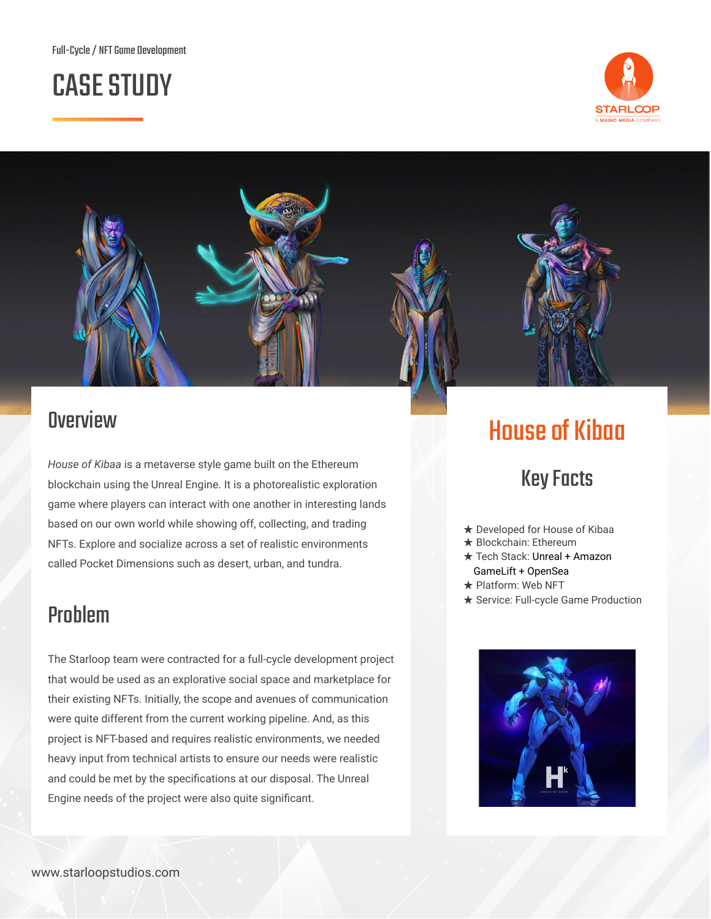Full-Cycle / NFT Game Development

# CASE STUDY

## Overview

*House of Kibaa* is a metaverse style game built on the Ethereum blockchain using the Unreal Engine. It is a photorealistic exploration game where players can interact with one another in interesting lands based on our own world while showing off, collecting, and trading NFTs. Explore and socialize across a set of realistic environments called Pocket Dimensions such as desert, urban, and tundra.

## Problem

The Starloop team were contracted for a full-cycle development project that would be used as an explorative social space and marketplace for their existing NFTs. Initially, the scope and avenues of communication were quite different from the current working pipeline. And, as this project is NFT-based and requires realistic environments, we needed heavy input from technical artists to ensure our needs were realistic and could be met by the specifications at our disposal. The Unreal Engine needs of the project were also quite significant.

## House of Kibaa

### Key Facts

★ Developed for House of Kibaa
★ Blockchain: Ethereum
★ Tech Stack: Unreal + Amazon GameLift + OpenSea
★ Platform: Web NFT
★ Service: Full-cycle Game Production

www.starloopstudios.com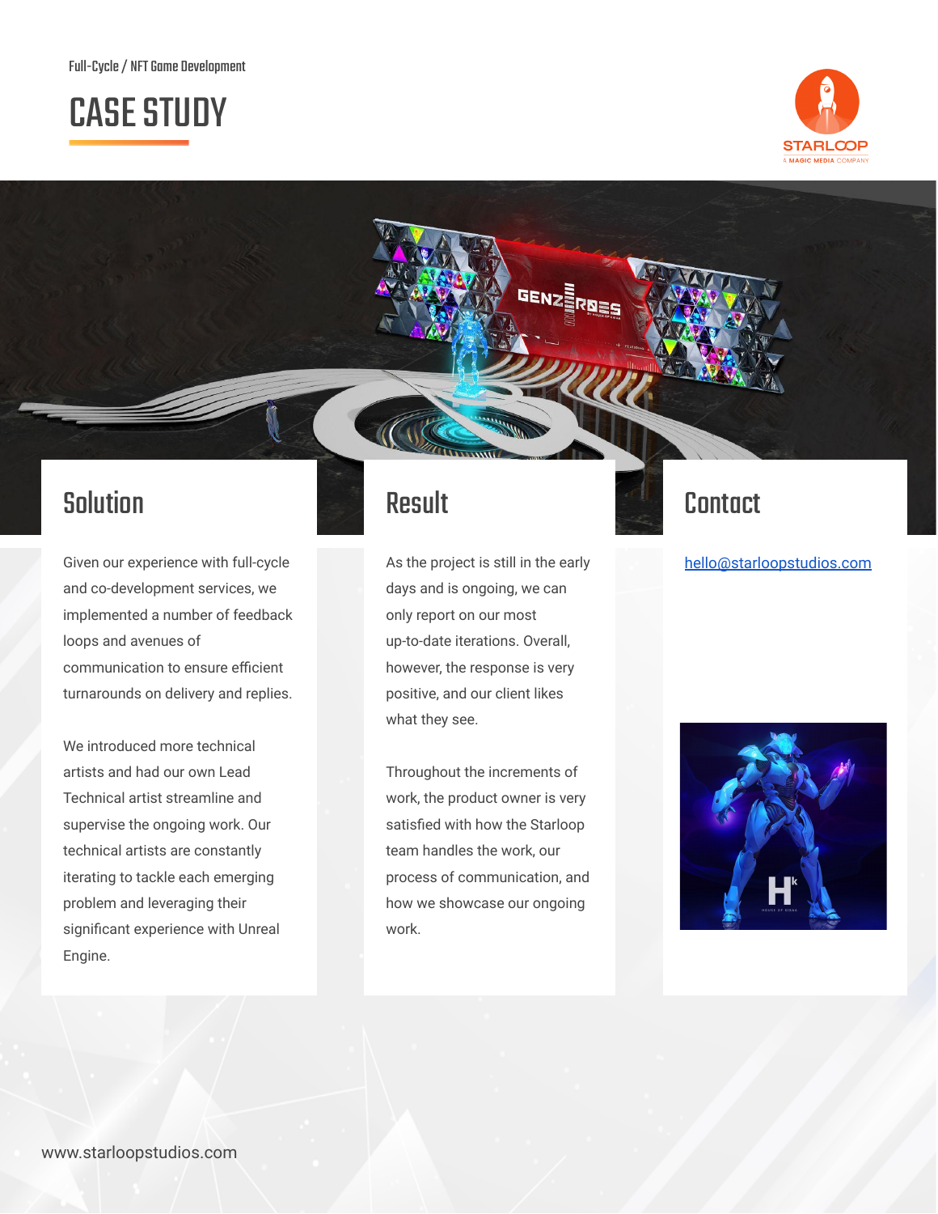Full-Cycle / NFT Game Development

# CASE STUDY

## Solution

Given our experience with full-cycle and co-development services, we implemented a number of feedback loops and avenues of communication to ensure efficient turnarounds on delivery and replies.

We introduced more technical artists and had our own Lead Technical artist streamline and supervise the ongoing work. Our technical artists are constantly iterating to tackle each emerging problem and leveraging their significant experience with Unreal Engine.

## Result

As the project is still in the early days and is ongoing, we can only report on our most up-to-date iterations. Overall, however, the response is very positive, and our client likes what they see.

Throughout the increments of work, the product owner is very satisfied with how the Starloop team handles the work, our process of communication, and how we showcase our ongoing work.

## Contact

hello@starloopstudios.com

www.starloopstudios.com